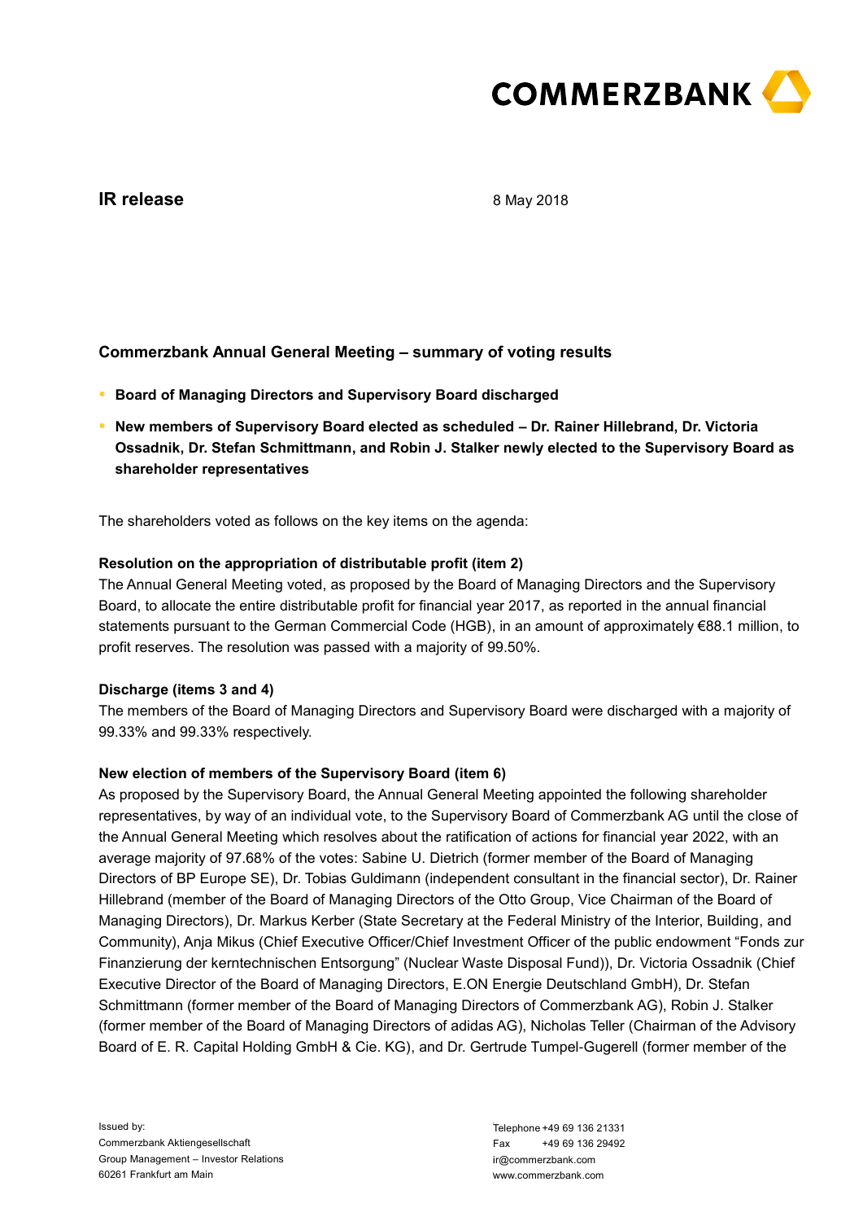**IR release**

8 May 2018

## Commerzbank Annual General Meeting – summary of voting results

- **Board of Managing Directors and Supervisory Board discharged**
- **New members of Supervisory Board elected as scheduled – Dr. Rainer Hillebrand, Dr. Victoria Ossadnik, Dr. Stefan Schmittmann, and Robin J. Stalker newly elected to the Supervisory Board as shareholder representatives**

The shareholders voted as follows on the key items on the agenda:

**Resolution on the appropriation of distributable profit (item 2)**

The Annual General Meeting voted, as proposed by the Board of Managing Directors and the Supervisory Board, to allocate the entire distributable profit for financial year 2017, as reported in the annual financial statements pursuant to the German Commercial Code (HGB), in an amount of approximately €88.1 million, to profit reserves. The resolution was passed with a majority of 99.50%.

**Discharge (items 3 and 4)**

The members of the Board of Managing Directors and Supervisory Board were discharged with a majority of 99.33% and 99.33% respectively.

**New election of members of the Supervisory Board (item 6)**

As proposed by the Supervisory Board, the Annual General Meeting appointed the following shareholder representatives, by way of an individual vote, to the Supervisory Board of Commerzbank AG until the close of the Annual General Meeting which resolves about the ratification of actions for financial year 2022, with an average majority of 97.68% of the votes: Sabine U. Dietrich (former member of the Board of Managing Directors of BP Europe SE), Dr. Tobias Guldimann (independent consultant in the financial sector), Dr. Rainer Hillebrand (member of the Board of Managing Directors of the Otto Group, Vice Chairman of the Board of Managing Directors), Dr. Markus Kerber (State Secretary at the Federal Ministry of the Interior, Building, and Community), Anja Mikus (Chief Executive Officer/Chief Investment Officer of the public endowment "Fonds zur Finanzierung der kerntechnischen Entsorgung" (Nuclear Waste Disposal Fund)), Dr. Victoria Ossadnik (Chief Executive Director of the Board of Managing Directors, E.ON Energie Deutschland GmbH), Dr. Stefan Schmittmann (former member of the Board of Managing Directors of Commerzbank AG), Robin J. Stalker (former member of the Board of Managing Directors of adidas AG), Nicholas Teller (Chairman of the Advisory Board of E. R. Capital Holding GmbH & Cie. KG), and Dr. Gertrude Tumpel-Gugerell (former member of the

Issued by:
Commerzbank Aktiengesellschaft
Group Management – Investor Relations
60261 Frankfurt am Main

Telephone +49 69 136 21331
Fax +49 69 136 29492
ir@commerzbank.com
www.commerzbank.com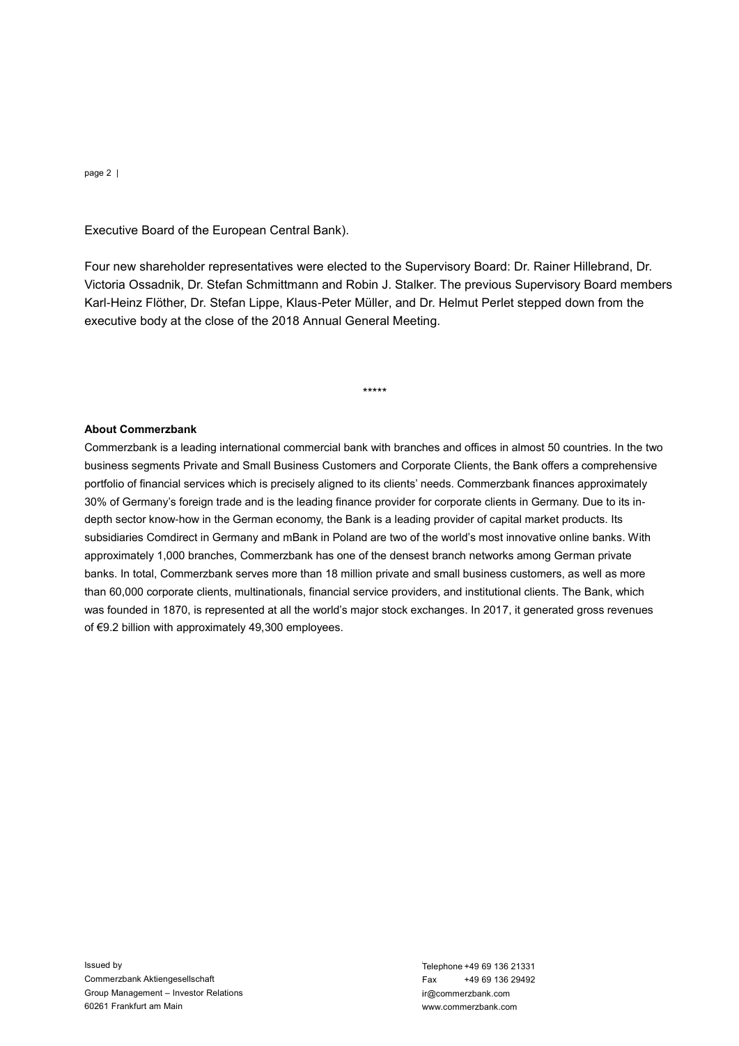Executive Board of the European Central Bank).

Four new shareholder representatives were elected to the Supervisory Board: Dr. Rainer Hillebrand, Dr. Victoria Ossadnik, Dr. Stefan Schmittmann and Robin J. Stalker. The previous Supervisory Board members Karl-Heinz Flöther, Dr. Stefan Lippe, Klaus-Peter Müller, and Dr. Helmut Perlet stepped down from the executive body at the close of the 2018 Annual General Meeting.

*****

**About Commerzbank**

Commerzbank is a leading international commercial bank with branches and offices in almost 50 countries. In the two business segments Private and Small Business Customers and Corporate Clients, the Bank offers a comprehensive portfolio of financial services which is precisely aligned to its clients' needs. Commerzbank finances approximately 30% of Germany's foreign trade and is the leading finance provider for corporate clients in Germany. Due to its in-depth sector know-how in the German economy, the Bank is a leading provider of capital market products. Its subsidiaries Comdirect in Germany and mBank in Poland are two of the world's most innovative online banks. With approximately 1,000 branches, Commerzbank has one of the densest branch networks among German private banks. In total, Commerzbank serves more than 18 million private and small business customers, as well as more than 60,000 corporate clients, multinationals, financial service providers, and institutional clients. The Bank, which was founded in 1870, is represented at all the world's major stock exchanges. In 2017, it generated gross revenues of €9.2 billion with approximately 49,300 employees.

Issued by
Commerzbank Aktiengesellschaft
Group Management – Investor Relations
60261 Frankfurt am Main

Telephone +49 69 136 21331
Fax +49 69 136 29492
ir@commerzbank.com
www.commerzbank.com